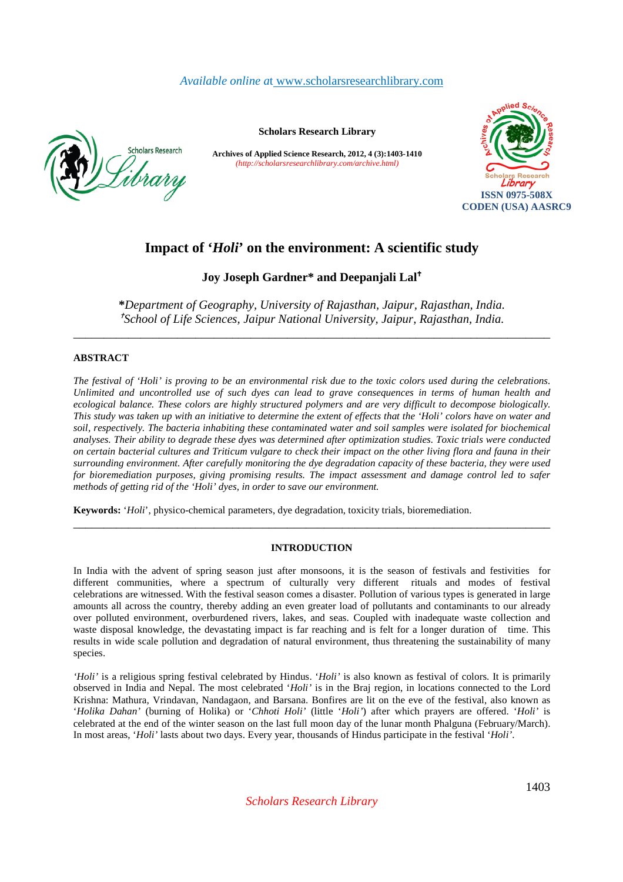# Impact of '*Holi*' on the environment: A scientific study

**Joy Joseph Gardner* and Deepanjali Lal[†]**

*Department of Geography, University of Rajasthan, Jaipur, Rajasthan, India.*
[†]*School of Life Sciences, Jaipur National University, Jaipur, Rajasthan, India.*

---

## ABSTRACT

*The festival of 'Holi' is proving to be an environmental risk due to the toxic colors used during the celebrations. Unlimited and uncontrolled use of such dyes can lead to grave consequences in terms of human health and ecological balance. These colors are highly structured polymers and are very difficult to decompose biologically. This study was taken up with an initiative to determine the extent of effects that the 'Holi' colors have on water and soil, respectively. The bacteria inhabiting these contaminated water and soil samples were isolated for biochemical analyses. Their ability to degrade these dyes was determined after optimization studies. Toxic trials were conducted on certain bacterial cultures and Triticum vulgare to check their impact on the other living flora and fauna in their surrounding environment. After carefully monitoring the dye degradation capacity of these bacteria, they were used for bioremediation purposes, giving promising results. The impact assessment and damage control led to safer methods of getting rid of the 'Holi' dyes, in order to save our environment.*

**Keywords:** '*Holi*', physico-chemical parameters, dye degradation, toxicity trials, bioremediation.

---

## INTRODUCTION

In India with the advent of spring season just after monsoons, it is the season of festivals and festivities for different communities, where a spectrum of culturally very different rituals and modes of festival celebrations are witnessed. With the festival season comes a disaster. Pollution of various types is generated in large amounts all across the country, thereby adding an even greater load of pollutants and contaminants to our already over polluted environment, overburdened rivers, lakes, and seas. Coupled with inadequate waste collection and waste disposal knowledge, the devastating impact is far reaching and is felt for a longer duration of time. This results in wide scale pollution and degradation of natural environment, thus threatening the sustainability of many species.

*'Holi'* is a religious spring festival celebrated by Hindus. '*Holi'* is also known as festival of colors. It is primarily observed in India and Nepal. The most celebrated '*Holi'* is in the Braj region, in locations connected to the Lord Krishna: Mathura, Vrindavan, Nandagaon, and Barsana. Bonfires are lit on the eve of the festival, also known as '*Holika Dahan*' (burning of Holika) or '*Chhoti Holi*' (little '*Holi'*) after which prayers are offered. '*Holi'* is celebrated at the end of the winter season on the last full moon day of the lunar month Phalguna (February/March). In most areas, '*Holi'* lasts about two days. Every year, thousands of Hindus participate in the festival '*Holi'*.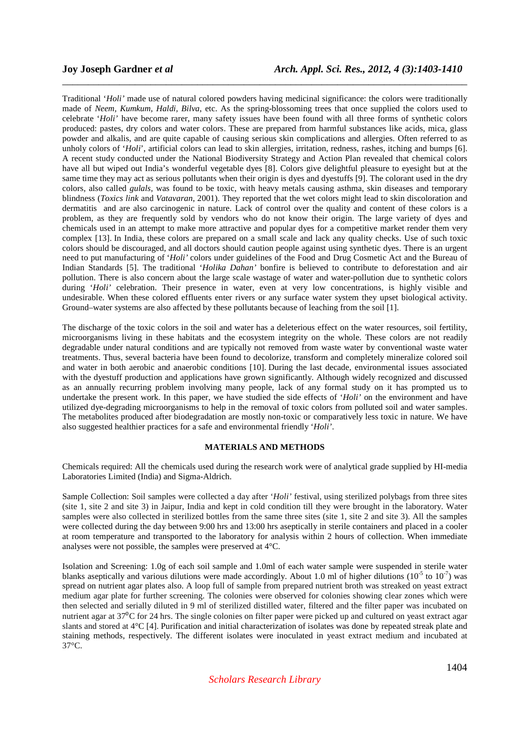Traditional '*Holi'* made use of natural colored powders having medicinal significance: the colors were traditionally made of *Neem, Kumkum, Haldi, Bilva*, etc. As the spring-blossoming trees that once supplied the colors used to celebrate '*Holi'* have become rarer, many safety issues have been found with all three forms of synthetic colors produced: pastes, dry colors and water colors. These are prepared from harmful substances like acids, mica, glass powder and alkalis, and are quite capable of causing serious skin complications and allergies. Often referred to as unholy colors of '*Holi*', artificial colors can lead to skin allergies, irritation, redness, rashes, itching and bumps [6]. A recent study conducted under the National Biodiversity Strategy and Action Plan revealed that chemical colors have all but wiped out India's wonderful vegetable dyes [8]. Colors give delightful pleasure to eyesight but at the same time they may act as serious pollutants when their origin is dyes and dyestuffs [9]. The colorant used in the dry colors, also called *gulals*, was found to be toxic, with heavy metals causing asthma, skin diseases and temporary blindness (*Toxics link* and *Vatavaran*, 2001). They reported that the wet colors might lead to skin discoloration and dermatitis and are also carcinogenic in nature. Lack of control over the quality and content of these colors is a problem, as they are frequently sold by vendors who do not know their origin. The large variety of dyes and chemicals used in an attempt to make more attractive and popular dyes for a competitive market render them very complex [13]. In India, these colors are prepared on a small scale and lack any quality checks. Use of such toxic colors should be discouraged, and all doctors should caution people against using synthetic dyes. There is an urgent need to put manufacturing of '*Holi'* colors under guidelines of the Food and Drug Cosmetic Act and the Bureau of Indian Standards [5]. The traditional '*Holika Dahan'* bonfire is believed to contribute to deforestation and air pollution. There is also concern about the large scale wastage of water and water-pollution due to synthetic colors during '*Holi'* celebration. Their presence in water, even at very low concentrations, is highly visible and undesirable. When these colored effluents enter rivers or any surface water system they upset biological activity. Ground–water systems are also affected by these pollutants because of leaching from the soil [1].

The discharge of the toxic colors in the soil and water has a deleterious effect on the water resources, soil fertility, microorganisms living in these habitats and the ecosystem integrity on the whole. These colors are not readily degradable under natural conditions and are typically not removed from waste water by conventional waste water treatments. Thus, several bacteria have been found to decolorize, transform and completely mineralize colored soil and water in both aerobic and anaerobic conditions [10]. During the last decade, environmental issues associated with the dyestuff production and applications have grown significantly. Although widely recognized and discussed as an annually recurring problem involving many people, lack of any formal study on it has prompted us to undertake the present work. In this paper, we have studied the side effects of '*Holi'* on the environment and have utilized dye-degrading microorganisms to help in the removal of toxic colors from polluted soil and water samples. The metabolites produced after biodegradation are mostly non-toxic or comparatively less toxic in nature. We have also suggested healthier practices for a safe and environmental friendly '*Holi'*.

## MATERIALS AND METHODS

Chemicals required: All the chemicals used during the research work were of analytical grade supplied by HI-media Laboratories Limited (India) and Sigma-Aldrich.

Sample Collection: Soil samples were collected a day after '*Holi'* festival, using sterilized polybags from three sites (site 1, site 2 and site 3) in Jaipur, India and kept in cold condition till they were brought in the laboratory. Water samples were also collected in sterilized bottles from the same three sites (site 1, site 2 and site 3). All the samples were collected during the day between 9:00 hrs and 13:00 hrs aseptically in sterile containers and placed in a cooler at room temperature and transported to the laboratory for analysis within 2 hours of collection. When immediate analyses were not possible, the samples were preserved at 4°C.

Isolation and Screening: 1.0g of each soil sample and 1.0ml of each water sample were suspended in sterile water blanks aseptically and various dilutions were made accordingly. About 1.0 ml of higher dilutions ($10^{-5}$ to $10^{-7}$) was spread on nutrient agar plates also. A loop full of sample from prepared nutrient broth was streaked on yeast extract medium agar plate for further screening. The colonies were observed for colonies showing clear zones which were then selected and serially diluted in 9 ml of sterilized distilled water, filtered and the filter paper was incubated on nutrient agar at 37$^{0}$C for 24 hrs. The single colonies on filter paper were picked up and cultured on yeast extract agar slants and stored at 4°C [4]. Purification and initial characterization of isolates was done by repeated streak plate and staining methods, respectively. The different isolates were inoculated in yeast extract medium and incubated at 37°C.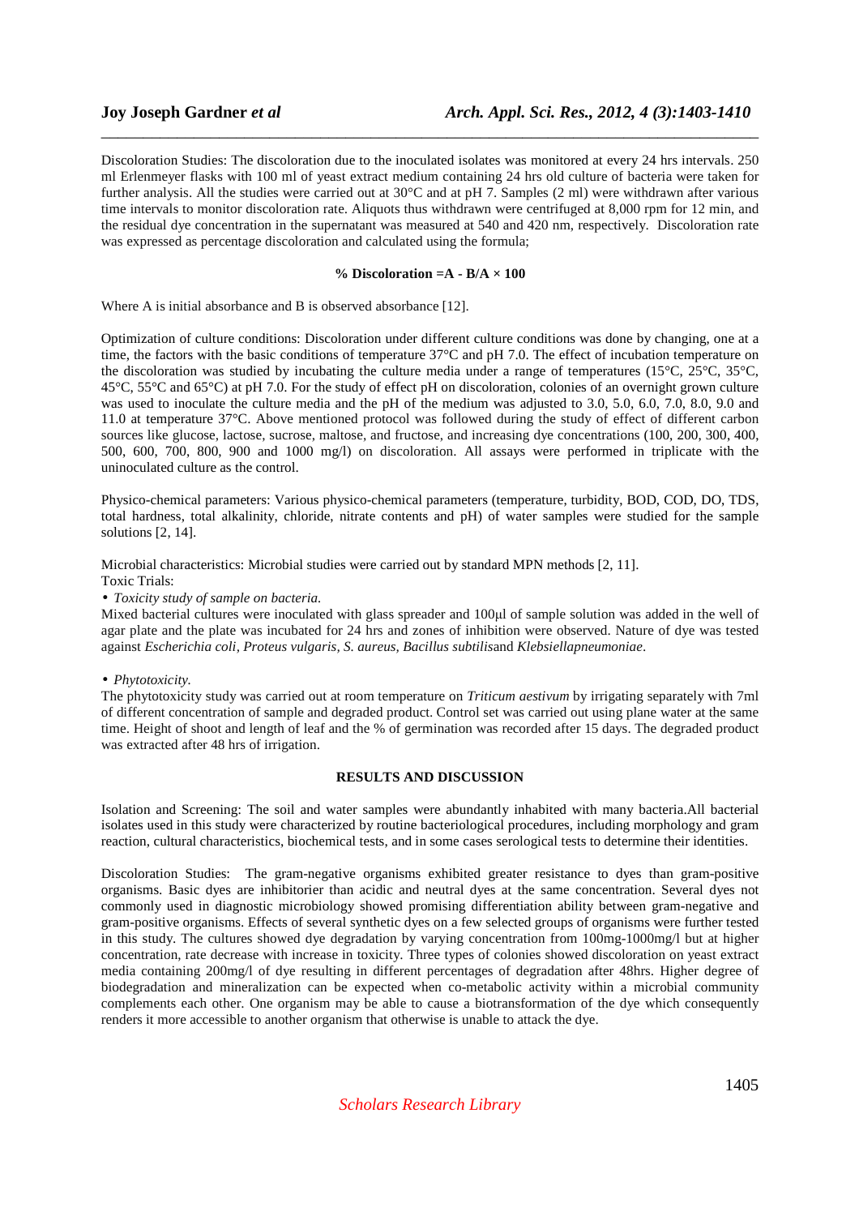Discoloration Studies: The discoloration due to the inoculated isolates was monitored at every 24 hrs intervals. 250 ml Erlenmeyer flasks with 100 ml of yeast extract medium containing 24 hrs old culture of bacteria were taken for further analysis. All the studies were carried out at 30°C and at pH 7. Samples (2 ml) were withdrawn after various time intervals to monitor discoloration rate. Aliquots thus withdrawn were centrifuged at 8,000 rpm for 12 min, and the residual dye concentration in the supernatant was measured at 540 and 420 nm, respectively. Discoloration rate was expressed as percentage discoloration and calculated using the formula;

$$\% \text{ Discoloration} = A - B/A \times 100$$

Where A is initial absorbance and B is observed absorbance [12].

Optimization of culture conditions: Discoloration under different culture conditions was done by changing, one at a time, the factors with the basic conditions of temperature 37°C and pH 7.0. The effect of incubation temperature on the discoloration was studied by incubating the culture media under a range of temperatures (15°C, 25°C, 35°C, 45°C, 55°C and 65°C) at pH 7.0. For the study of effect pH on discoloration, colonies of an overnight grown culture was used to inoculate the culture media and the pH of the medium was adjusted to 3.0, 5.0, 6.0, 7.0, 8.0, 9.0 and 11.0 at temperature 37°C. Above mentioned protocol was followed during the study of effect of different carbon sources like glucose, lactose, sucrose, maltose, and fructose, and increasing dye concentrations (100, 200, 300, 400, 500, 600, 700, 800, 900 and 1000 mg/l) on discoloration. All assays were performed in triplicate with the uninoculated culture as the control.

Physico-chemical parameters: Various physico-chemical parameters (temperature, turbidity, BOD, COD, DO, TDS, total hardness, total alkalinity, chloride, nitrate contents and pH) of water samples were studied for the sample solutions [2, 14].

Microbial characteristics: Microbial studies were carried out by standard MPN methods [2, 11].
Toxic Trials:

- *Toxicity study of sample on bacteria.*

Mixed bacterial cultures were inoculated with glass spreader and 100µl of sample solution was added in the well of agar plate and the plate was incubated for 24 hrs and zones of inhibition were observed. Nature of dye was tested against *Escherichia coli, Proteus vulgaris, S. aureus, Bacillus subtilis*and *Klebsiellapneumoniae*.

- *Phytotoxicity.*

The phytotoxicity study was carried out at room temperature on *Triticum aestivum* by irrigating separately with 7ml of different concentration of sample and degraded product. Control set was carried out using plane water at the same time. Height of shoot and length of leaf and the % of germination was recorded after 15 days. The degraded product was extracted after 48 hrs of irrigation.

## RESULTS AND DISCUSSION

Isolation and Screening: The soil and water samples were abundantly inhabited with many bacteria.All bacterial isolates used in this study were characterized by routine bacteriological procedures, including morphology and gram reaction, cultural characteristics, biochemical tests, and in some cases serological tests to determine their identities.

Discoloration Studies: The gram-negative organisms exhibited greater resistance to dyes than gram-positive organisms. Basic dyes are inhibitorier than acidic and neutral dyes at the same concentration. Several dyes not commonly used in diagnostic microbiology showed promising differentiation ability between gram-negative and gram-positive organisms. Effects of several synthetic dyes on a few selected groups of organisms were further tested in this study. The cultures showed dye degradation by varying concentration from 100mg-1000mg/l but at higher concentration, rate decrease with increase in toxicity. Three types of colonies showed discoloration on yeast extract media containing 200mg/l of dye resulting in different percentages of degradation after 48hrs. Higher degree of biodegradation and mineralization can be expected when co-metabolic activity within a microbial community complements each other. One organism may be able to cause a biotransformation of the dye which consequently renders it more accessible to another organism that otherwise is unable to attack the dye.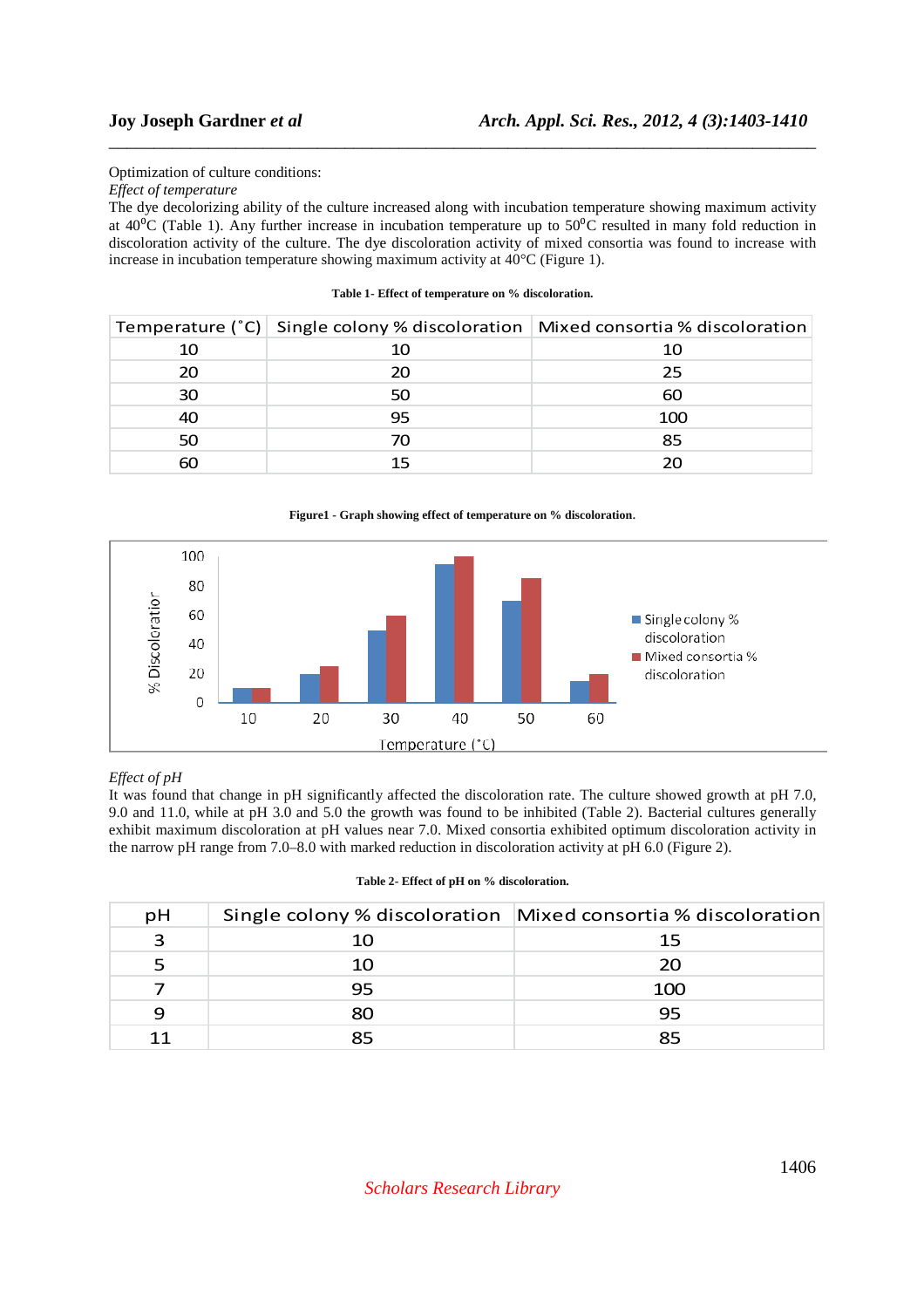Optimization of culture conditions:

*Effect of temperature*

The dye decolorizing ability of the culture increased along with incubation temperature showing maximum activity at 40$^0$C (Table 1). Any further increase in incubation temperature up to 50$^0$C resulted in many fold reduction in discoloration activity of the culture. The dye discoloration activity of mixed consortia was found to increase with increase in incubation temperature showing maximum activity at 40°C (Figure 1).

**Table 1- Effect of temperature on % discoloration.**

| Temperature (˚C) | Single colony % discoloration | Mixed consortia % discoloration |
|---|---|---|
| 10 | 10 | 10 |
| 20 | 20 | 25 |
| 30 | 50 | 60 |
| 40 | 95 | 100 |
| 50 | 70 | 85 |
| 60 | 15 | 20 |

**Figure1 - Graph showing effect of temperature on % discoloration.**

*Effect of pH*

It was found that change in pH significantly affected the discoloration rate. The culture showed growth at pH 7.0, 9.0 and 11.0, while at pH 3.0 and 5.0 the growth was found to be inhibited (Table 2). Bacterial cultures generally exhibit maximum discoloration at pH values near 7.0. Mixed consortia exhibited optimum discoloration activity in the narrow pH range from 7.0–8.0 with marked reduction in discoloration activity at pH 6.0 (Figure 2).

**Table 2- Effect of pH on % discoloration.**

| pH | Single colony % discoloration | Mixed consortia % discoloration |
|---|---|---|
| 3 | 10 | 15 |
| 5 | 10 | 20 |
| 7 | 95 | 100 |
| 9 | 80 | 95 |
| 11 | 85 | 85 |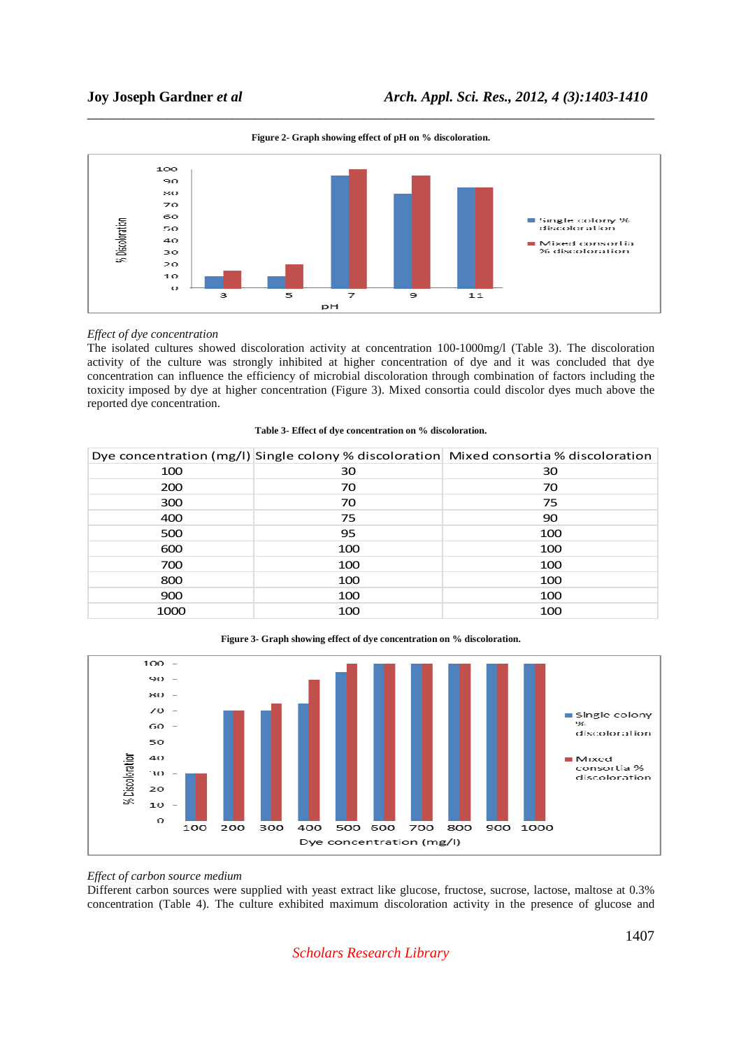**Figure 2- Graph showing effect of pH on % discoloration.**

*Effect of dye concentration*

The isolated cultures showed discoloration activity at concentration 100-1000mg/l (Table 3). The discoloration activity of the culture was strongly inhibited at higher concentration of dye and it was concluded that dye concentration can influence the efficiency of microbial discoloration through combination of factors including the toxicity imposed by dye at higher concentration (Figure 3). Mixed consortia could discolor dyes much above the reported dye concentration.

**Table 3- Effect of dye concentration on % discoloration.**

| Dye concentration (mg/l) | Single colony % discoloration | Mixed consortia % discoloration |
|---|---|---|
| 100 | 30 | 30 |
| 200 | 70 | 70 |
| 300 | 70 | 75 |
| 400 | 75 | 90 |
| 500 | 95 | 100 |
| 600 | 100 | 100 |
| 700 | 100 | 100 |
| 800 | 100 | 100 |
| 900 | 100 | 100 |
| 1000 | 100 | 100 |

**Figure 3- Graph showing effect of dye concentration on % discoloration.**

*Effect of carbon source medium*

Different carbon sources were supplied with yeast extract like glucose, fructose, sucrose, lactose, maltose at 0.3% concentration (Table 4). The culture exhibited maximum discoloration activity in the presence of glucose and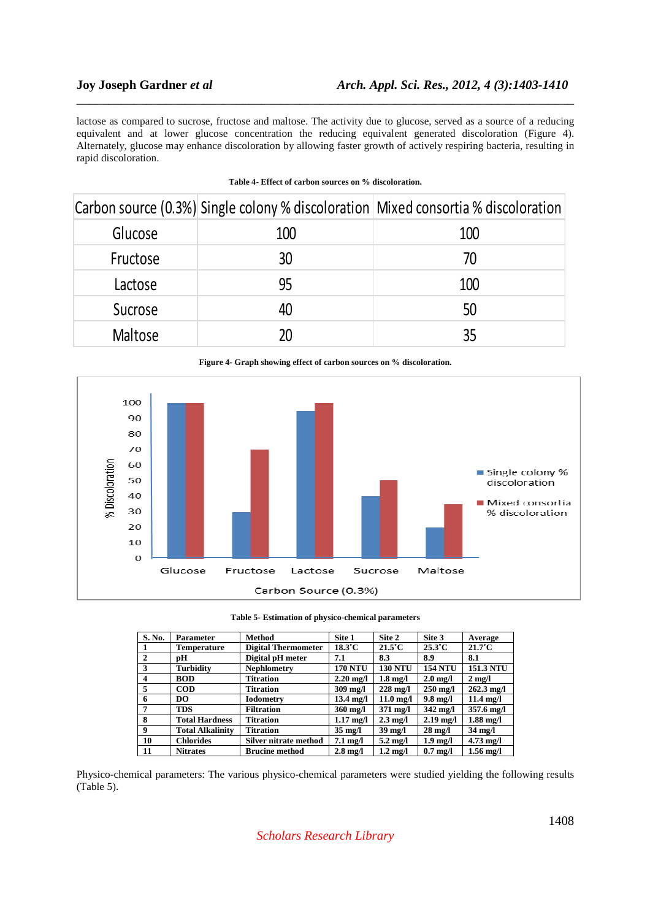lactose as compared to sucrose, fructose and maltose. The activity due to glucose, served as a source of a reducing equivalent and at lower glucose concentration the reducing equivalent generated discoloration (Figure 4). Alternately, glucose may enhance discoloration by allowing faster growth of actively respiring bacteria, resulting in rapid discoloration.

**Table 4- Effect of carbon sources on % discoloration.**

| Carbon source (0.3%) | Single colony % discoloration | Mixed consortia % discoloration |
|---|---|---|
| Glucose | 100 | 100 |
| Fructose | 30 | 70 |
| Lactose | 95 | 100 |
| Sucrose | 40 | 50 |
| Maltose | 20 | 35 |

**Figure 4- Graph showing effect of carbon sources on % discoloration.**

**Table 5- Estimation of physico-chemical parameters**

| S. No. | Parameter | Method | Site 1 | Site 2 | Site 3 | Average |
|---|---|---|---|---|---|---|
| 1 | Temperature | Digital Thermometer | 18.3˚C | 21.5˚C | 25.3˚C | 21.7˚C |
| 2 | pH | Digital pH meter | 7.1 | 8.3 | 8.9 | 8.1 |
| 3 | Turbidity | Nephlometry | 170 NTU | 130 NTU | 154 NTU | 151.3 NTU |
| 4 | BOD | Titration | 2.20 mg/l | 1.8 mg/l | 2.0 mg/l | 2 mg/l |
| 5 | COD | Titration | 309 mg/l | 228 mg/l | 250 mg/l | 262.3 mg/l |
| 6 | DO | Iodometry | 13.4 mg/l | 11.0 mg/l | 9.8 mg/l | 11.4 mg/l |
| 7 | TDS | Filtration | 360 mg/l | 371 mg/l | 342 mg/l | 357.6 mg/l |
| 8 | Total Hardness | Titration | 1.17 mg/l | 2.3 mg/l | 2.19 mg/l | 1.88 mg/l |
| 9 | Total Alkalinity | Titration | 35 mg/l | 39 mg/l | 28 mg/l | 34 mg/l |
| 10 | Chlorides | Silver nitrate method | 7.1 mg/l | 5.2 mg/l | 1.9 mg/l | 4.73 mg/l |
| 11 | Nitrates | Brucine method | 2.8 mg/l | 1.2 mg/l | 0.7 mg/l | 1.56 mg/l |

Physico-chemical parameters: The various physico-chemical parameters were studied yielding the following results (Table 5).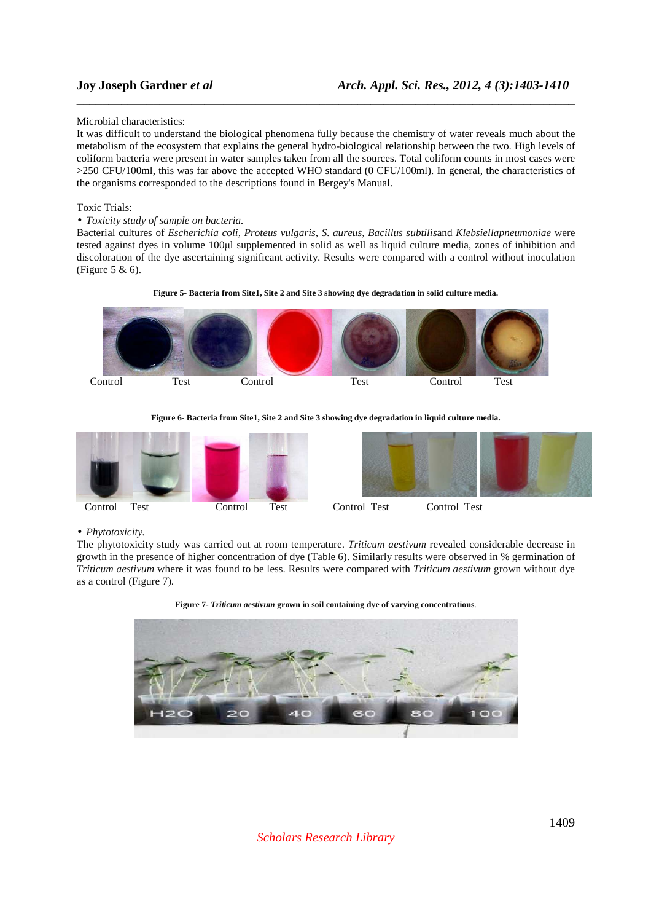Microbial characteristics:

It was difficult to understand the biological phenomena fully because the chemistry of water reveals much about the metabolism of the ecosystem that explains the general hydro-biological relationship between the two. High levels of coliform bacteria were present in water samples taken from all the sources. Total coliform counts in most cases were >250 CFU/100ml, this was far above the accepted WHO standard (0 CFU/100ml). In general, the characteristics of the organisms corresponded to the descriptions found in Bergey's Manual.

Toxic Trials:

- *Toxicity study of sample on bacteria.*

Bacterial cultures of *Escherichia coli, Proteus vulgaris, S. aureus, Bacillus subtilis*and *Klebsiellapneumoniae* were tested against dyes in volume 100µl supplemented in solid as well as liquid culture media, zones of inhibition and discoloration of the dye ascertaining significant activity. Results were compared with a control without inoculation (Figure 5 & 6).

**Figure 5- Bacteria from Site1, Site 2 and Site 3 showing dye degradation in solid culture media.**

Control Test Control Test Control Test

**Figure 6- Bacteria from Site1, Site 2 and Site 3 showing dye degradation in liquid culture media.**

Control Test Control Test Control Test Control Test

- *Phytotoxicity.*

The phytotoxicity study was carried out at room temperature. *Triticum aestivum* revealed considerable decrease in growth in the presence of higher concentration of dye (Table 6). Similarly results were observed in % germination of *Triticum aestivum* where it was found to be less. Results were compared with *Triticum aestivum* grown without dye as a control (Figure 7).

**Figure 7- *Triticum aestivum* grown in soil containing dye of varying concentrations.**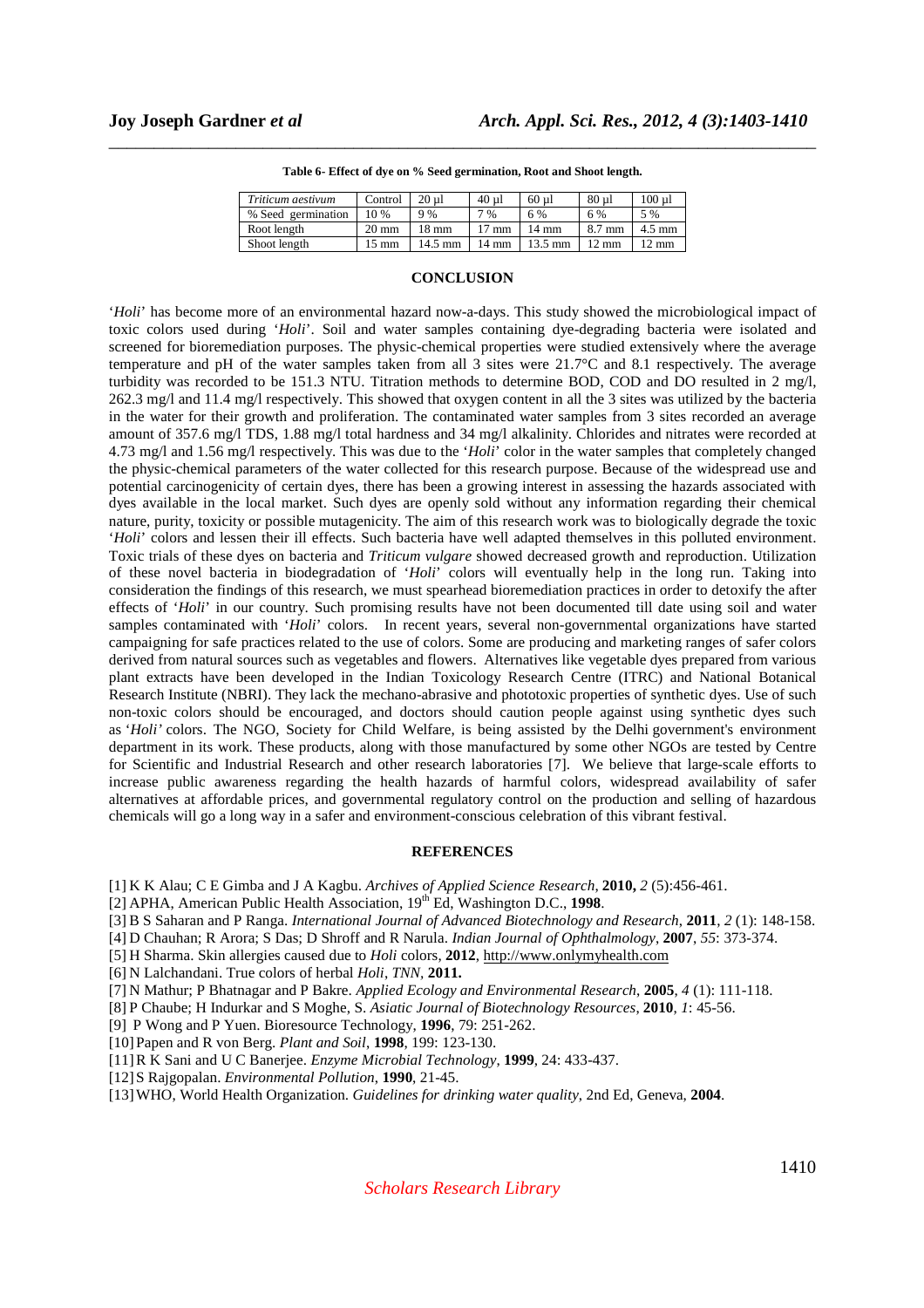**Table 6- Effect of dye on % Seed germination, Root and Shoot length.**

| *Triticum aestivum* | Control | 20 µl | 40 µl | 60 µl | 80 µl | 100 µl |
|---|---|---|---|---|---|---|
| % Seed germination | 10 % | 9 % | 7 % | 6 % | 6 % | 5 % |
| Root length | 20 mm | 18 mm | 17 mm | 14 mm | 8.7 mm | 4.5 mm |
| Shoot length | 15 mm | 14.5 mm | 14 mm | 13.5 mm | 12 mm | 12 mm |

## CONCLUSION

'*Holi*' has become more of an environmental hazard now-a-days. This study showed the microbiological impact of toxic colors used during '*Holi*'. Soil and water samples containing dye-degrading bacteria were isolated and screened for bioremediation purposes. The physic-chemical properties were studied extensively where the average temperature and pH of the water samples taken from all 3 sites were 21.7°C and 8.1 respectively. The average turbidity was recorded to be 151.3 NTU. Titration methods to determine BOD, COD and DO resulted in 2 mg/l, 262.3 mg/l and 11.4 mg/l respectively. This showed that oxygen content in all the 3 sites was utilized by the bacteria in the water for their growth and proliferation. The contaminated water samples from 3 sites recorded an average amount of 357.6 mg/l TDS, 1.88 mg/l total hardness and 34 mg/l alkalinity. Chlorides and nitrates were recorded at 4.73 mg/l and 1.56 mg/l respectively. This was due to the '*Holi*' color in the water samples that completely changed the physic-chemical parameters of the water collected for this research purpose. Because of the widespread use and potential carcinogenicity of certain dyes, there has been a growing interest in assessing the hazards associated with dyes available in the local market. Such dyes are openly sold without any information regarding their chemical nature, purity, toxicity or possible mutagenicity. The aim of this research work was to biologically degrade the toxic '*Holi*' colors and lessen their ill effects. Such bacteria have well adapted themselves in this polluted environment. Toxic trials of these dyes on bacteria and *Triticum vulgare* showed decreased growth and reproduction. Utilization of these novel bacteria in biodegradation of '*Holi*' colors will eventually help in the long run. Taking into consideration the findings of this research, we must spearhead bioremediation practices in order to detoxify the after effects of '*Holi*' in our country. Such promising results have not been documented till date using soil and water samples contaminated with '*Holi*' colors. In recent years, several non-governmental organizations have started campaigning for safe practices related to the use of colors. Some are producing and marketing ranges of safer colors derived from natural sources such as vegetables and flowers. Alternatives like vegetable dyes prepared from various plant extracts have been developed in the Indian Toxicology Research Centre (ITRC) and National Botanical Research Institute (NBRI). They lack the mechano-abrasive and phototoxic properties of synthetic dyes. Use of such non-toxic colors should be encouraged, and doctors should caution people against using synthetic dyes such as '*Holi'* colors. The NGO, Society for Child Welfare, is being assisted by the Delhi government's environment department in its work. These products, along with those manufactured by some other NGOs are tested by Centre for Scientific and Industrial Research and other research laboratories [7]. We believe that large-scale efforts to increase public awareness regarding the health hazards of harmful colors, widespread availability of safer alternatives at affordable prices, and governmental regulatory control on the production and selling of hazardous chemicals will go a long way in a safer and environment-conscious celebration of this vibrant festival.

## REFERENCES

[1] K K Alau; C E Gimba and J A Kagbu. *Archives of Applied Science Research*, **2010,** *2* (5):456-461.

[2] APHA, American Public Health Association, 19th Ed, Washington D.C., **1998**.

[3] B S Saharan and P Ranga. *International Journal of Advanced Biotechnology and Research*, **2011**, *2* (1): 148-158.

[4] D Chauhan; R Arora; S Das; D Shroff and R Narula. *Indian Journal of Ophthalmology*, **2007**, *55*: 373-374.

[5] H Sharma. Skin allergies caused due to *Holi* colors, **2012**, http://www.onlymyhealth.com

[6] N Lalchandani. True colors of herbal *Holi*, *TNN*, **2011.**

[7] N Mathur; P Bhatnagar and P Bakre. *Applied Ecology and Environmental Research*, **2005**, *4* (1): 111-118.

[8] P Chaube; H Indurkar and S Moghe, S. *Asiatic Journal of Biotechnology Resources*, **2010**, *1*: 45-56.

[9] P Wong and P Yuen. Bioresource Technology, **1996**, 79: 251-262.

[10] Papen and R von Berg. *Plant and Soil*, **1998**, 199: 123-130.

[11] R K Sani and U C Banerjee. *Enzyme Microbial Technology*, **1999**, 24: 433-437.

[12] S Rajgopalan. *Environmental Pollution*, **1990**, 21-45.

[13] WHO, World Health Organization. *Guidelines for drinking water quality*, 2nd Ed, Geneva, **2004**.